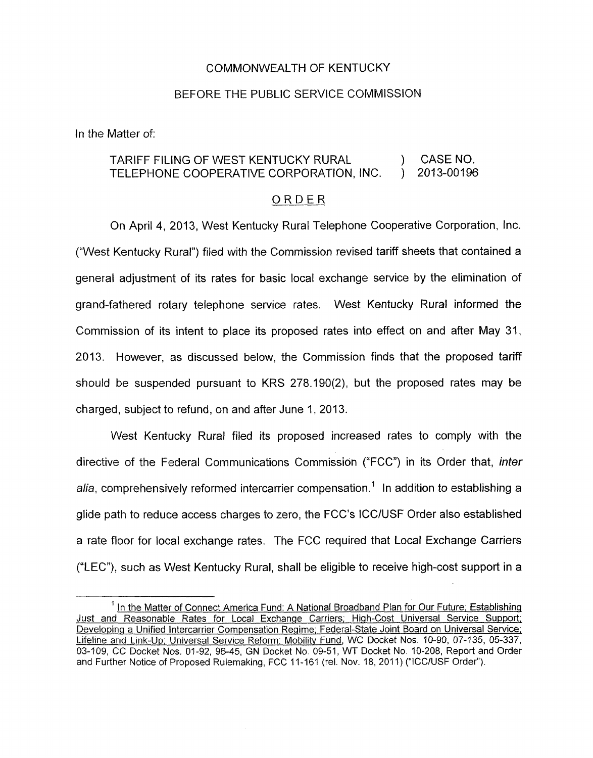COMMONWEALTH OF KENTUCKY

BEFORE THE PUBLIC SERVICE COMMISSION

In the Matter of:

| | | |
|---|---|---|
| TARIFF FILING OF WEST KENTUCKY RURAL TELEPHONE COOPERATIVE CORPORATION, INC. | ) ) | CASE NO. 2013-00196 |

ORDER

On April 4, 2013, West Kentucky Rural Telephone Cooperative Corporation, Inc. ("West Kentucky Rural") filed with the Commission revised tariff sheets that contained a general adjustment of its rates for basic local exchange service by the elimination of grand-fathered rotary telephone service rates. West Kentucky Rural informed the Commission of its intent to place its proposed rates into effect on and after May 31, 2013. However, as discussed below, the Commission finds that the proposed tariff should be suspended pursuant to KRS 278.190(2), but the proposed rates may be charged, subject to refund, on and after June 1, 2013.

West Kentucky Rural filed its proposed increased rates to comply with the directive of the Federal Communications Commission ("FCC") in its Order that, *inter alia*, comprehensively reformed intercarrier compensation.[1] In addition to establishing a glide path to reduce access charges to zero, the FCC's ICC/USF Order also established a rate floor for local exchange rates. The FCC required that Local Exchange Carriers ("LEC"), such as West Kentucky Rural, shall be eligible to receive high-cost support in a

[1] In the Matter of Connect America Fund: A National Broadband Plan for Our Future; Establishing Just and Reasonable Rates for Local Exchange Carriers; High-Cost Universal Service Support; Developing a Unified Intercarrier Compensation Regime; Federal-State Joint Board on Universal Service; Lifeline and Link-Up; Universal Service Reform: Mobility Fund, WC Docket Nos. 10-90, 07-135, 05-337, 03-109, CC Docket Nos. 01-92, 96-45, GN Docket No. 09-51, WT Docket No. 10-208, Report and Order and Further Notice of Proposed Rulemaking, FCC 11-161 (rel. Nov. 18, 2011) ("ICC/USF Order").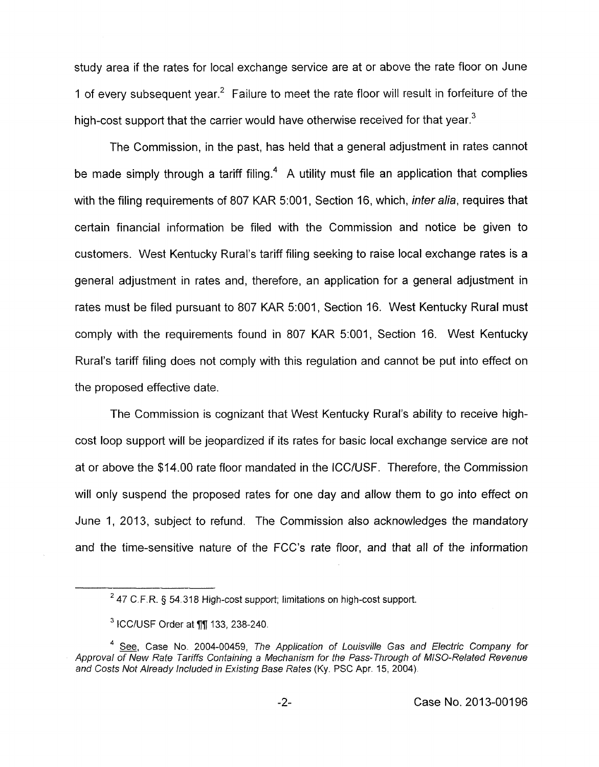study area if the rates for local exchange service are at or above the rate floor on June 1 of every subsequent year.[2] Failure to meet the rate floor will result in forfeiture of the high-cost support that the carrier would have otherwise received for that year.[3]

The Commission, in the past, has held that a general adjustment in rates cannot be made simply through a tariff filing.[4] A utility must file an application that complies with the filing requirements of 807 KAR 5:001, Section 16, which, *inter alia*, requires that certain financial information be filed with the Commission and notice be given to customers. West Kentucky Rural's tariff filing seeking to raise local exchange rates is a general adjustment in rates and, therefore, an application for a general adjustment in rates must be filed pursuant to 807 KAR 5:001, Section 16. West Kentucky Rural must comply with the requirements found in 807 KAR 5:001, Section 16. West Kentucky Rural's tariff filing does not comply with this regulation and cannot be put into effect on the proposed effective date.

The Commission is cognizant that West Kentucky Rural's ability to receive high-cost loop support will be jeopardized if its rates for basic local exchange service are not at or above the $14.00 rate floor mandated in the ICC/USF. Therefore, the Commission will only suspend the proposed rates for one day and allow them to go into effect on June 1, 2013, subject to refund. The Commission also acknowledges the mandatory and the time-sensitive nature of the FCC's rate floor, and that all of the information

---

[2] 47 C.F.R. § 54.318 High-cost support; limitations on high-cost support.

[3] ICC/USF Order at ¶¶ 133, 238-240.

[4] See, Case No. 2004-00459, *The Application of Louisville Gas and Electric Company for Approval of New Rate Tariffs Containing a Mechanism for the Pass-Through of MISO-Related Revenue and Costs Not Already Included in Existing Base Rates* (Ky. PSC Apr. 15, 2004).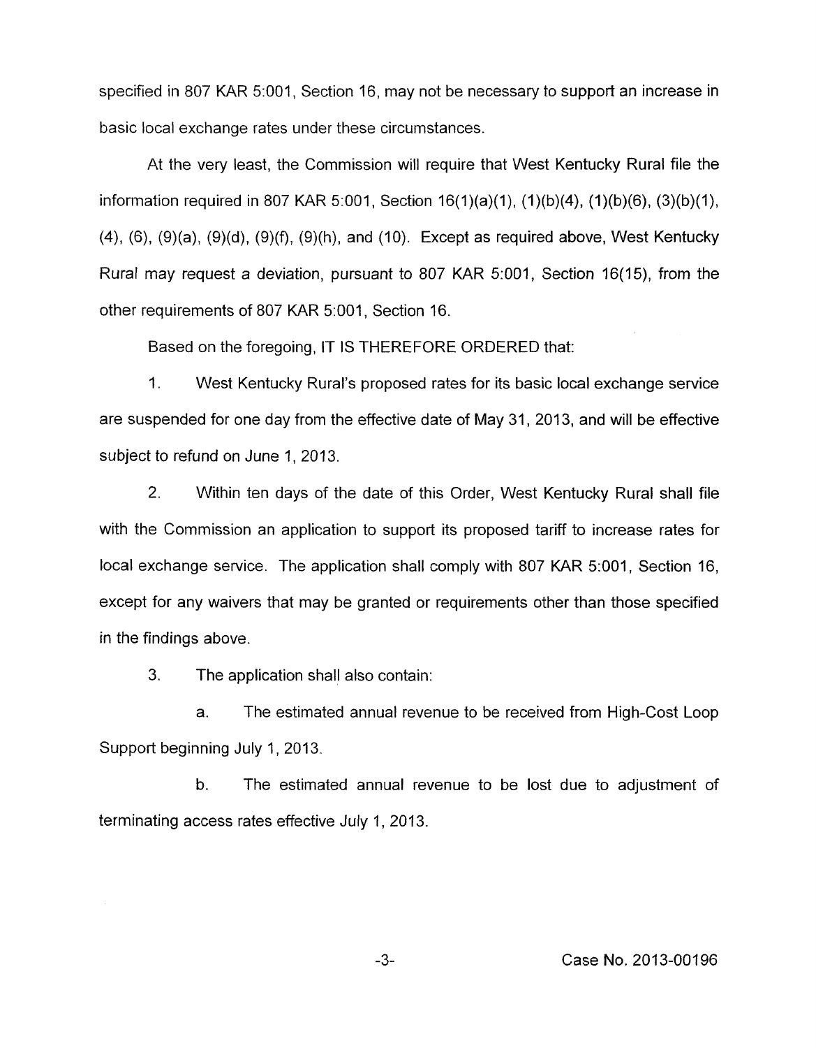specified in 807 KAR 5:001, Section 16, may not be necessary to support an increase in basic local exchange rates under these circumstances.

At the very least, the Commission will require that West Kentucky Rural file the information required in 807 KAR 5:001, Section 16(1)(a)(1), (1)(b)(4), (1)(b)(6), (3)(b)(1), (4), (6), (9)(a), (9)(d), (9)(f), (9)(h), and (10). Except as required above, West Kentucky Rural may request a deviation, pursuant to 807 KAR 5:001, Section 16(15), from the other requirements of 807 KAR 5:001, Section 16.

Based on the foregoing, IT IS THEREFORE ORDERED that:

1. West Kentucky Rural's proposed rates for its basic local exchange service are suspended for one day from the effective date of May 31, 2013, and will be effective subject to refund on June 1, 2013.

2. Within ten days of the date of this Order, West Kentucky Rural shall file with the Commission an application to support its proposed tariff to increase rates for local exchange service. The application shall comply with 807 KAR 5:001, Section 16, except for any waivers that may be granted or requirements other than those specified in the findings above.

3. The application shall also contain:

a. The estimated annual revenue to be received from High-Cost Loop Support beginning July 1, 2013.

b. The estimated annual revenue to be lost due to adjustment of terminating access rates effective July 1, 2013.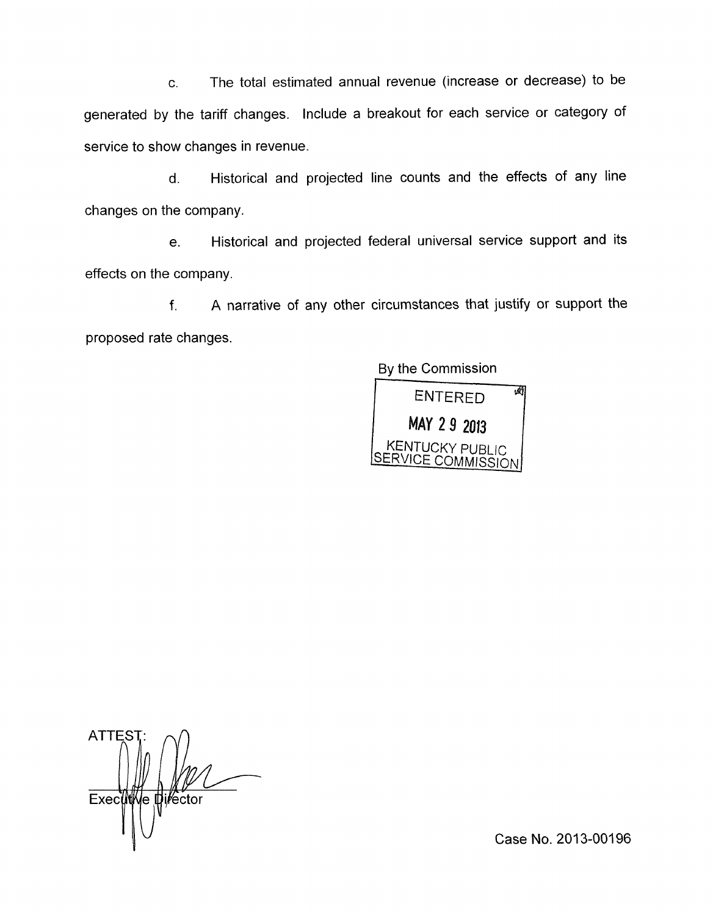c. The total estimated annual revenue (increase or decrease) to be generated by the tariff changes. Include a breakout for each service or category of service to show changes in revenue.

d. Historical and projected line counts and the effects of any line changes on the company.

e. Historical and projected federal universal service support and its effects on the company.

f. A narrative of any other circumstances that justify or support the proposed rate changes.

By the Commission

ENTERED

MAY 29 2013

KENTUCKY PUBLIC SERVICE COMMISSION

ATTEST:

Executive Director

Case No. 2013-00196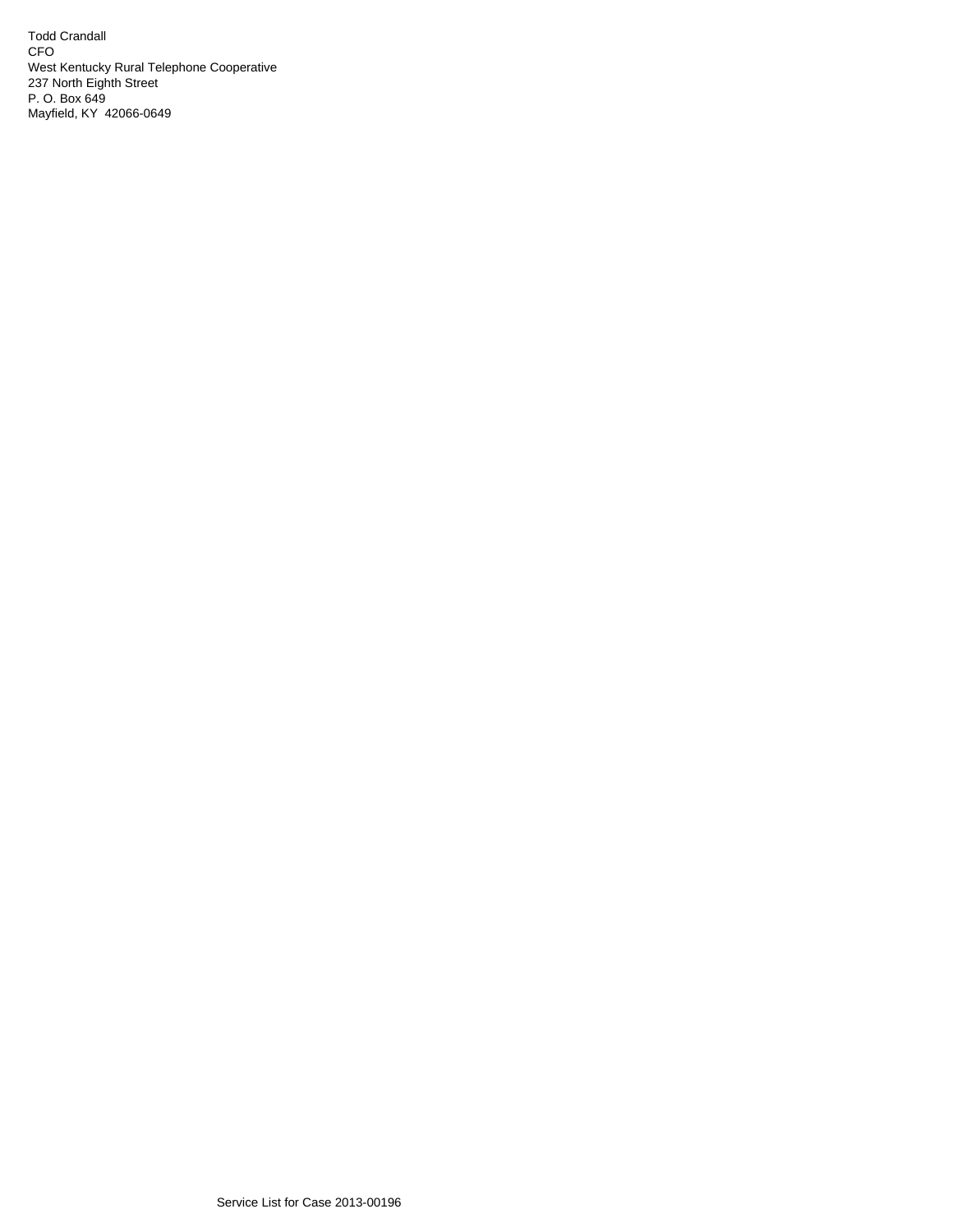Todd Crandall
CFO
West Kentucky Rural Telephone Cooperative
237 North Eighth Street
P. O. Box 649
Mayfield, KY 42066-0649